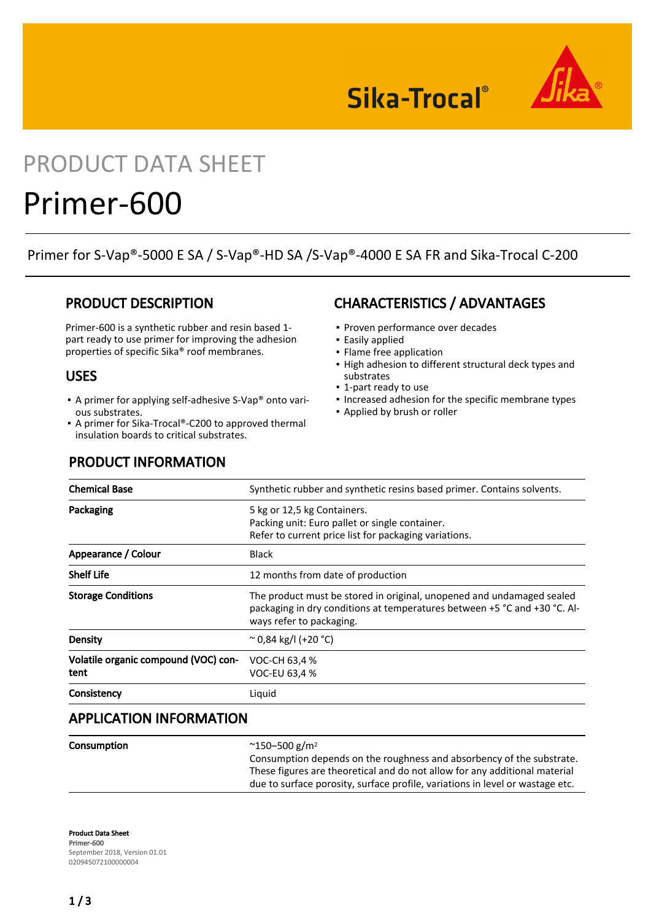Sika-Trocal®

PRODUCT DATA SHEET

# Primer-600

Primer for S-Vap®-5000 E SA / S-Vap®-HD SA /S-Vap®-4000 E SA FR and Sika-Trocal C-200

## PRODUCT DESCRIPTION

Primer-600 is a synthetic rubber and resin based 1-part ready to use primer for improving the adhesion properties of specific Sika® roof membranes.

## USES

- A primer for applying self-adhesive S-Vap® onto various substrates.
- A primer for Sika-Trocal®-C200 to approved thermal insulation boards to critical substrates.

## CHARACTERISTICS / ADVANTAGES

- Proven performance over decades
- Easily applied
- Flame free application
- High adhesion to different structural deck types and substrates
- 1-part ready to use
- Increased adhesion for the specific membrane types
- Applied by brush or roller

## PRODUCT INFORMATION

| | |
|---|---|
| **Chemical Base** | Synthetic rubber and synthetic resins based primer. Contains solvents. |
| **Packaging** | 5 kg or 12,5 kg Containers.<br>Packing unit: Euro pallet or single container.<br>Refer to current price list for packaging variations. |
| **Appearance / Colour** | Black |
| **Shelf Life** | 12 months from date of production |
| **Storage Conditions** | The product must be stored in original, unopened and undamaged sealed packaging in dry conditions at temperatures between +5 °C and +30 °C. Always refer to packaging. |
| **Density** | ~ 0,84 kg/l (+20 °C) |
| **Volatile organic compound (VOC) content** | VOC-CH 63,4 %<br>VOC-EU 63,4 % |
| **Consistency** | Liquid |

## APPLICATION INFORMATION

| | |
|---|---|
| **Consumption** | ~150–500 g/m²<br>Consumption depends on the roughness and absorbency of the substrate. These figures are theoretical and do not allow for any additional material due to surface porosity, surface profile, variations in level or wastage etc. |

**Product Data Sheet**
**Primer-600**
September 2018, Version 01.01
020945072100000004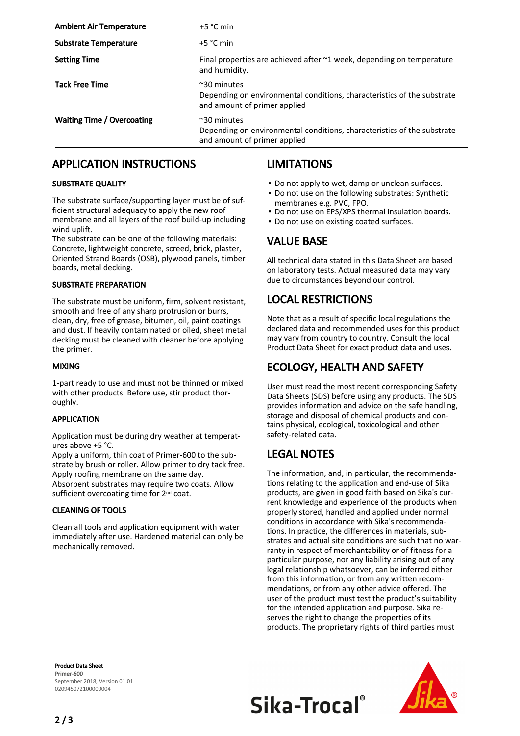| | |
|---|---|
| **Ambient Air Temperature** | +5 °C min |
| **Substrate Temperature** | +5 °C min |
| **Setting Time** | Final properties are achieved after ~1 week, depending on temperature and humidity. |
| **Tack Free Time** | ~30 minutes<br>Depending on environmental conditions, characteristics of the substrate and amount of primer applied |
| **Waiting Time / Overcoating** | ~30 minutes<br>Depending on environmental conditions, characteristics of the substrate and amount of primer applied |

## APPLICATION INSTRUCTIONS

### SUBSTRATE QUALITY

The substrate surface/supporting layer must be of sufficient structural adequacy to apply the new roof membrane and all layers of the roof build-up including wind uplift.
The substrate can be one of the following materials: Concrete, lightweight concrete, screed, brick, plaster, Oriented Strand Boards (OSB), plywood panels, timber boards, metal decking.

### SUBSTRATE PREPARATION

The substrate must be uniform, firm, solvent resistant, smooth and free of any sharp protrusion or burrs, clean, dry, free of grease, bitumen, oil, paint coatings and dust. If heavily contaminated or oiled, sheet metal decking must be cleaned with cleaner before applying the primer.

### MIXING

1-part ready to use and must not be thinned or mixed with other products. Before use, stir product thoroughly.

### APPLICATION

Application must be during dry weather at temperatures above +5 °C.
Apply a uniform, thin coat of Primer-600 to the substrate by brush or roller. Allow primer to dry tack free. Apply roofing membrane on the same day.
Absorbent substrates may require two coats. Allow sufficient overcoating time for 2nd coat.

### CLEANING OF TOOLS

Clean all tools and application equipment with water immediately after use. Hardened material can only be mechanically removed.

## LIMITATIONS

- Do not apply to wet, damp or unclean surfaces.
- Do not use on the following substrates: Synthetic membranes e.g. PVC, FPO.
- Do not use on EPS/XPS thermal insulation boards.
- Do not use on existing coated surfaces.

## VALUE BASE

All technical data stated in this Data Sheet are based on laboratory tests. Actual measured data may vary due to circumstances beyond our control.

## LOCAL RESTRICTIONS

Note that as a result of specific local regulations the declared data and recommended uses for this product may vary from country to country. Consult the local Product Data Sheet for exact product data and uses.

## ECOLOGY, HEALTH AND SAFETY

User must read the most recent corresponding Safety Data Sheets (SDS) before using any products. The SDS provides information and advice on the safe handling, storage and disposal of chemical products and contains physical, ecological, toxicological and other safety-related data.

## LEGAL NOTES

The information, and, in particular, the recommendations relating to the application and end-use of Sika products, are given in good faith based on Sika's current knowledge and experience of the products when properly stored, handled and applied under normal conditions in accordance with Sika's recommendations. In practice, the differences in materials, substrates and actual site conditions are such that no warranty in respect of merchantability or of fitness for a particular purpose, nor any liability arising out of any legal relationship whatsoever, can be inferred either from this information, or from any written recommendations, or from any other advice offered. The user of the product must test the product's suitability for the intended application and purpose. Sika reserves the right to change the properties of its products. The proprietary rights of third parties must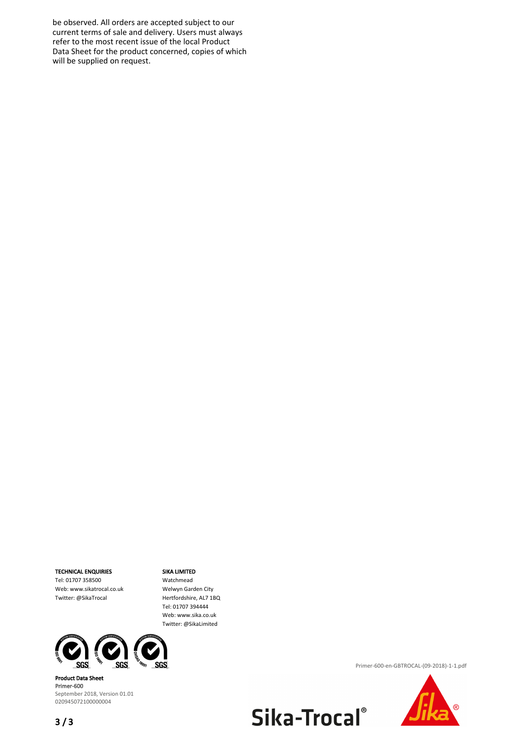be observed. All orders are accepted subject to our current terms of sale and delivery. Users must always refer to the most recent issue of the local Product Data Sheet for the product concerned, copies of which will be supplied on request.

**TECHNICAL ENQUIRIES**
Tel: 01707 358500
Web: www.sikatrocal.co.uk
Twitter: @SikaTrocal

**SIKA LIMITED**
Watchmead
Welwyn Garden City
Hertfordshire, AL7 1BQ
Tel: 01707 394444
Web: www.sika.co.uk
Twitter: @SikaLimited

**Product Data Sheet**
Primer-600
September 2018, Version 01.01
020945072100000004

Primer-600-en-GBTROCAL-(09-2018)-1-1.pdf

Sika-Trocal®